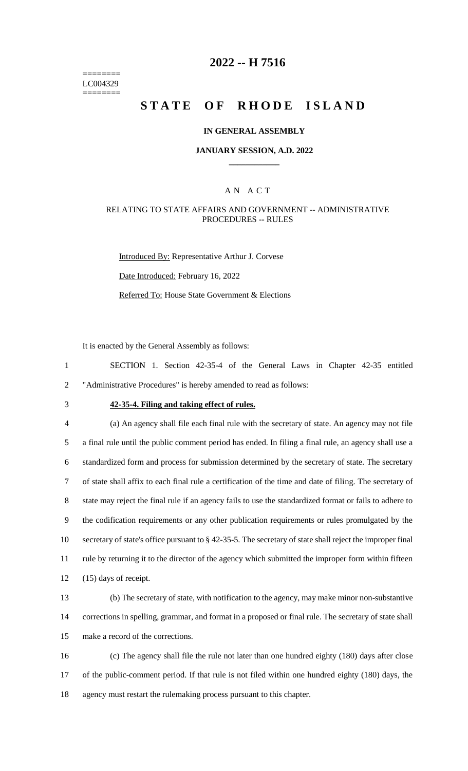========
LC004329
========

# 2022 -- H 7516

# STATE OF RHODE ISLAND

**IN GENERAL ASSEMBLY**

**JANUARY SESSION, A.D. 2022**

____________

A N A C T

RELATING TO STATE AFFAIRS AND GOVERNMENT -- ADMINISTRATIVE PROCEDURES -- RULES

Introduced By: Representative Arthur J. Corvese

Date Introduced: February 16, 2022

Referred To: House State Government & Elections

It is enacted by the General Assembly as follows:

1 SECTION 1. Section 42-35-4 of the General Laws in Chapter 42-35 entitled
2 "Administrative Procedures" is hereby amended to read as follows:

3 **42-35-4. Filing and taking effect of rules.**

4 (a) An agency shall file each final rule with the secretary of state. An agency may not file
5 a final rule until the public comment period has ended. In filing a final rule, an agency shall use a
6 standardized form and process for submission determined by the secretary of state. The secretary
7 of state shall affix to each final rule a certification of the time and date of filing. The secretary of
8 state may reject the final rule if an agency fails to use the standardized format or fails to adhere to
9 the codification requirements or any other publication requirements or rules promulgated by the
10 secretary of state's office pursuant to § 42-35-5. The secretary of state shall reject the improper final
11 rule by returning it to the director of the agency which submitted the improper form within fifteen
12 (15) days of receipt.

13 (b) The secretary of state, with notification to the agency, may make minor non-substantive
14 corrections in spelling, grammar, and format in a proposed or final rule. The secretary of state shall
15 make a record of the corrections.

16 (c) The agency shall file the rule not later than one hundred eighty (180) days after close
17 of the public-comment period. If that rule is not filed within one hundred eighty (180) days, the
18 agency must restart the rulemaking process pursuant to this chapter.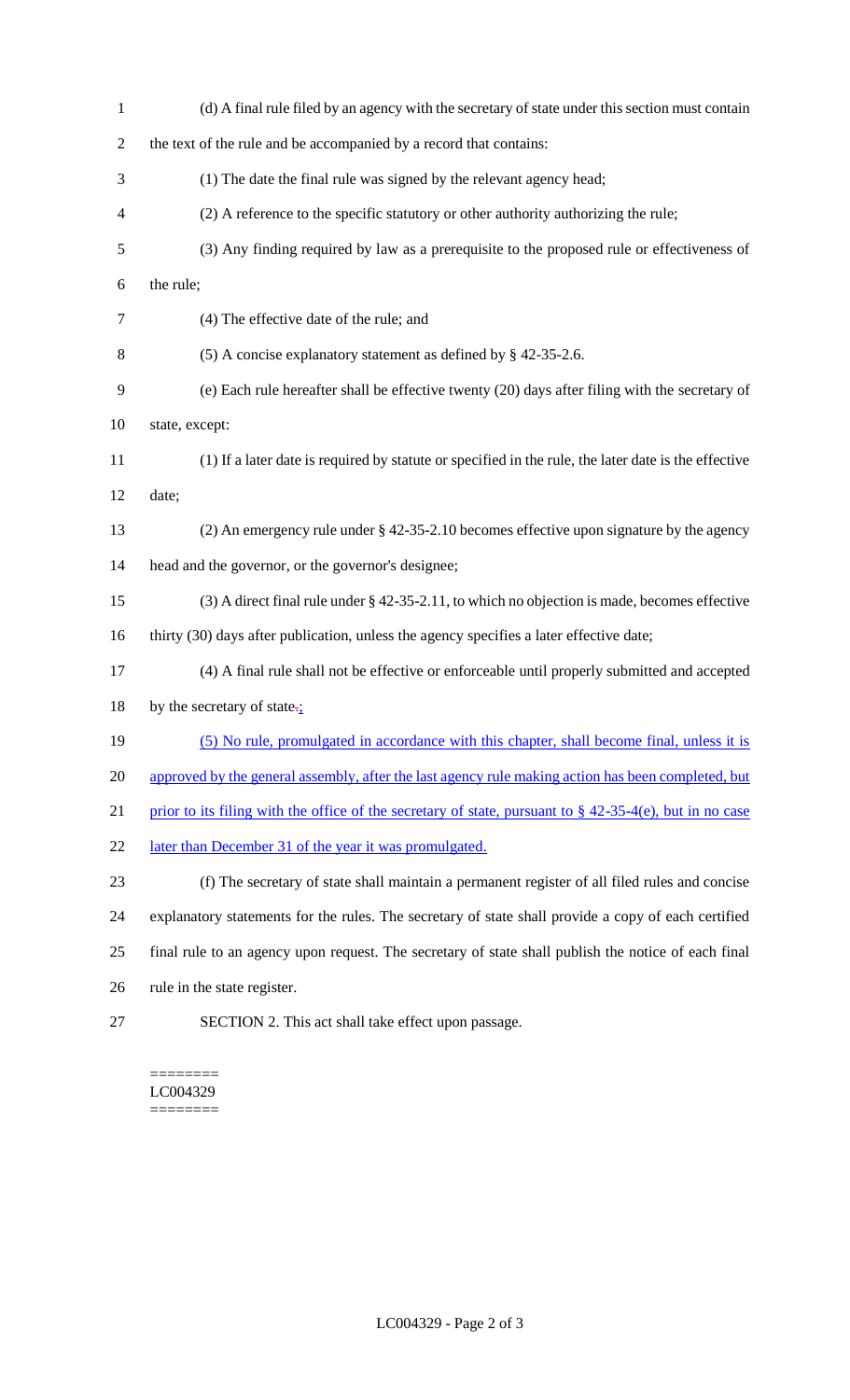(d) A final rule filed by an agency with the secretary of state under this section must contain the text of the rule and be accompanied by a record that contains:

(1) The date the final rule was signed by the relevant agency head;

(2) A reference to the specific statutory or other authority authorizing the rule;

(3) Any finding required by law as a prerequisite to the proposed rule or effectiveness of the rule;

(4) The effective date of the rule; and

(5) A concise explanatory statement as defined by § 42-35-2.6.

(e) Each rule hereafter shall be effective twenty (20) days after filing with the secretary of state, except:

(1) If a later date is required by statute or specified in the rule, the later date is the effective date;

(2) An emergency rule under § 42-35-2.10 becomes effective upon signature by the agency head and the governor, or the governor's designee;

(3) A direct final rule under § 42-35-2.11, to which no objection is made, becomes effective thirty (30) days after publication, unless the agency specifies a later effective date;

(4) A final rule shall not be effective or enforceable until properly submitted and accepted by the secretary of state.;

(5) No rule, promulgated in accordance with this chapter, shall become final, unless it is approved by the general assembly, after the last agency rule making action has been completed, but prior to its filing with the office of the secretary of state, pursuant to § 42-35-4(e), but in no case later than December 31 of the year it was promulgated.

(f) The secretary of state shall maintain a permanent register of all filed rules and concise explanatory statements for the rules. The secretary of state shall provide a copy of each certified final rule to an agency upon request. The secretary of state shall publish the notice of each final rule in the state register.

SECTION 2. This act shall take effect upon passage.

========
LC004329
========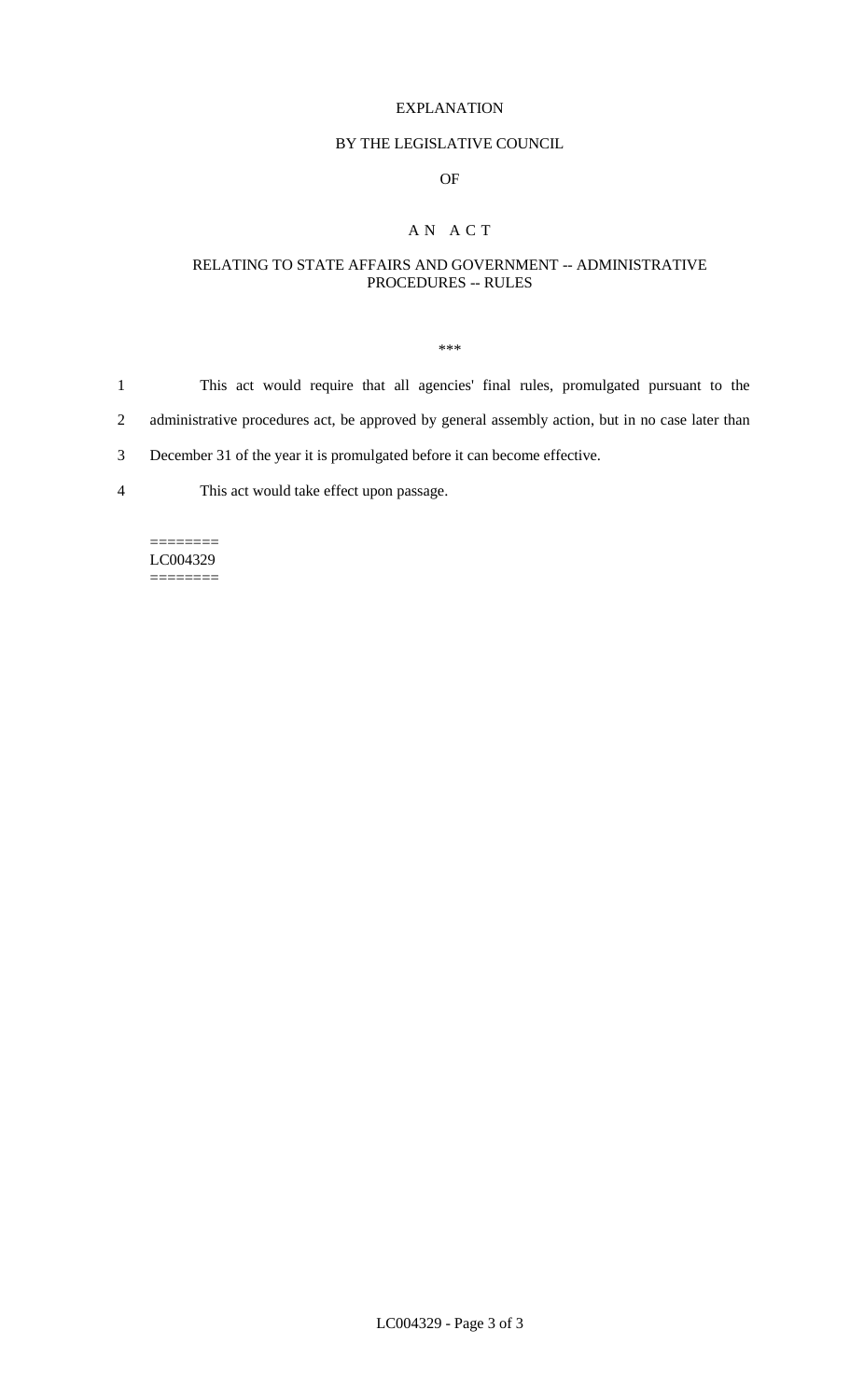EXPLANATION

BY THE LEGISLATIVE COUNCIL

OF

# A N A C T

RELATING TO STATE AFFAIRS AND GOVERNMENT -- ADMINISTRATIVE PROCEDURES -- RULES

\*\*\*

1 This act would require that all agencies' final rules, promulgated pursuant to the
2 administrative procedures act, be approved by general assembly action, but in no case later than
3 December 31 of the year it is promulgated before it can become effective.
4 This act would take effect upon passage.

========
LC004329
========